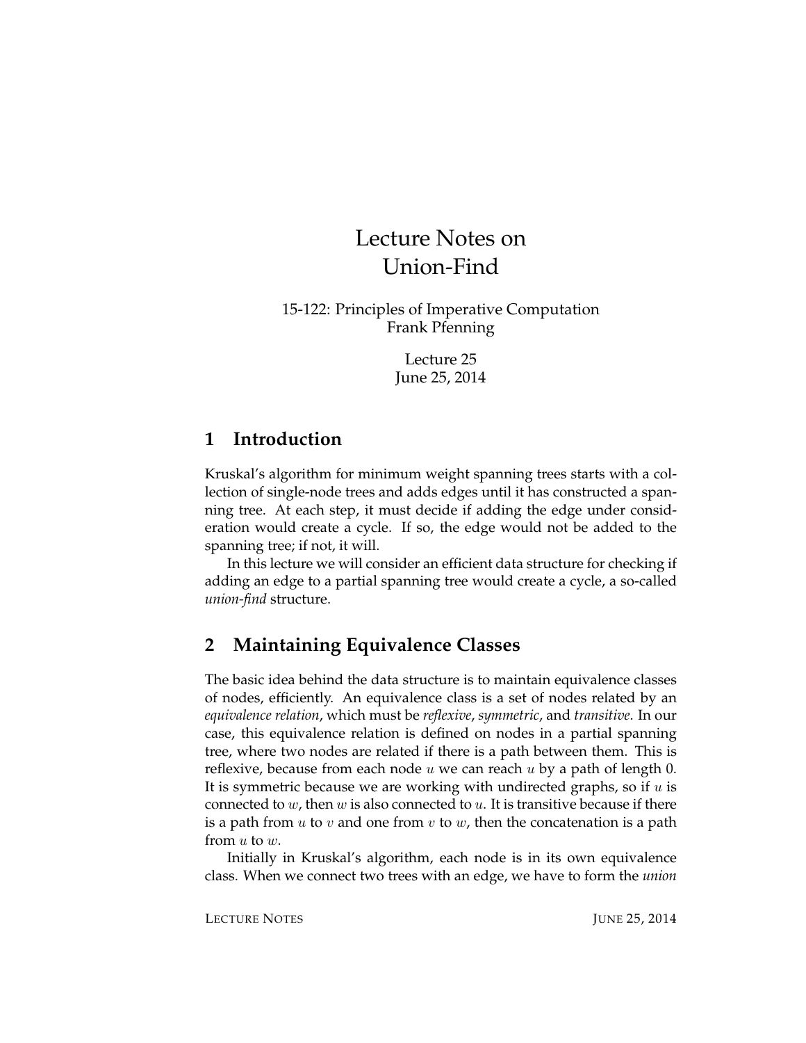# Lecture Notes on Union-Find

15-122: Principles of Imperative Computation
Frank Pfenning

Lecture 25
June 25, 2014

## 1 Introduction

Kruskal's algorithm for minimum weight spanning trees starts with a collection of single-node trees and adds edges until it has constructed a spanning tree. At each step, it must decide if adding the edge under consideration would create a cycle. If so, the edge would not be added to the spanning tree; if not, it will.

In this lecture we will consider an efficient data structure for checking if adding an edge to a partial spanning tree would create a cycle, a so-called *union-find* structure.

## 2 Maintaining Equivalence Classes

The basic idea behind the data structure is to maintain equivalence classes of nodes, efficiently. An equivalence class is a set of nodes related by an *equivalence relation*, which must be *reflexive*, *symmetric*, and *transitive*. In our case, this equivalence relation is defined on nodes in a partial spanning tree, where two nodes are related if there is a path between them. This is reflexive, because from each node $u$ we can reach $u$ by a path of length $0$. It is symmetric because we are working with undirected graphs, so if $u$ is connected to $w$, then $w$ is also connected to $u$. It is transitive because if there is a path from $u$ to $v$ and one from $v$ to $w$, then the concatenation is a path from $u$ to $w$.

Initially in Kruskal's algorithm, each node is in its own equivalence class. When we connect two trees with an edge, we have to form the *union*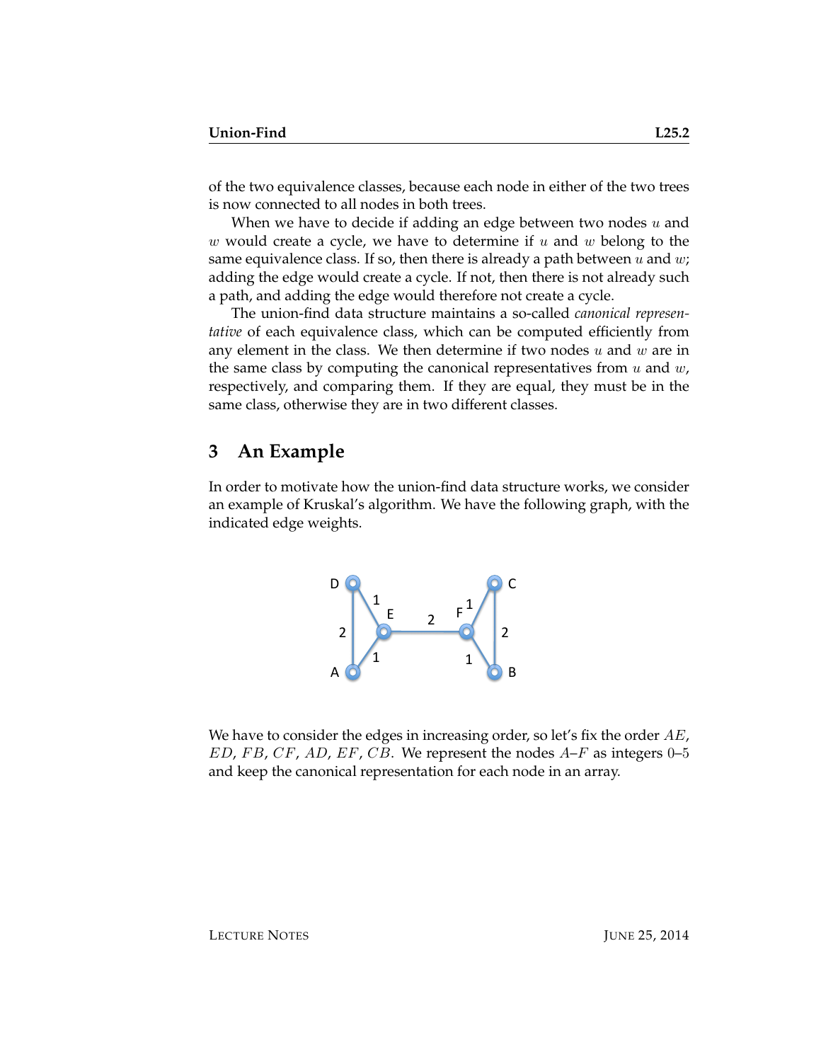of the two equivalence classes, because each node in either of the two trees is now connected to all nodes in both trees.

When we have to decide if adding an edge between two nodes $u$ and $w$ would create a cycle, we have to determine if $u$ and $w$ belong to the same equivalence class. If so, then there is already a path between $u$ and $w$; adding the edge would create a cycle. If not, then there is not already such a path, and adding the edge would therefore not create a cycle.

The union-find data structure maintains a so-called *canonical representative* of each equivalence class, which can be computed efficiently from any element in the class. We then determine if two nodes $u$ and $w$ are in the same class by computing the canonical representatives from $u$ and $w$, respectively, and comparing them. If they are equal, they must be in the same class, otherwise they are in two different classes.

## 3 An Example

In order to motivate how the union-find data structure works, we consider an example of Kruskal's algorithm. We have the following graph, with the indicated edge weights.

We have to consider the edges in increasing order, so let's fix the order $AE$, $ED$, $FB$, $CF$, $AD$, $EF$, $CB$. We represent the nodes $A$–$F$ as integers 0–5 and keep the canonical representation for each node in an array.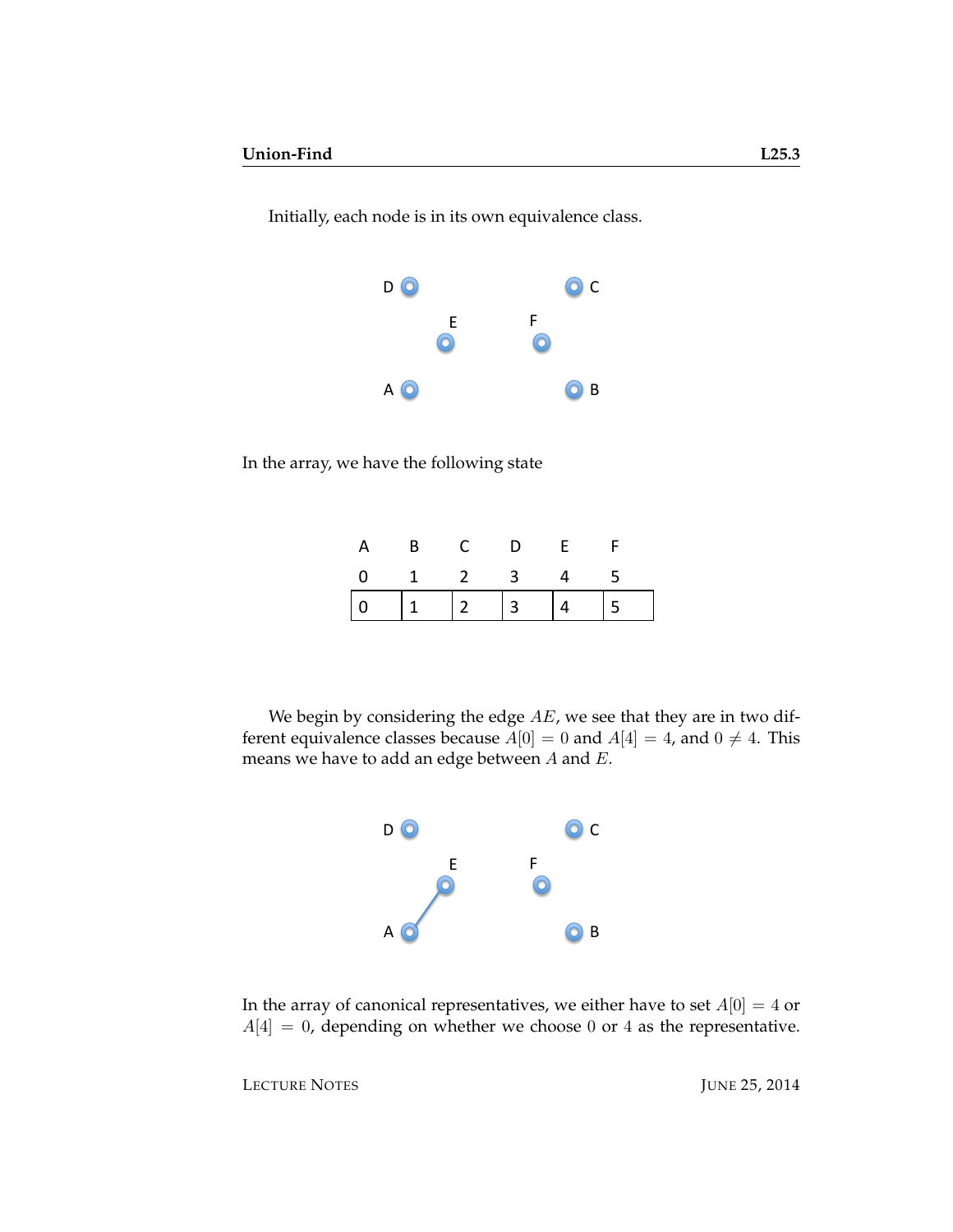Initially, each node is in its own equivalence class.

In the array, we have the following state

| A | B | C | D | E | F |
|---|---|---|---|---|---|
| 0 | 1 | 2 | 3 | 4 | 5 |
| 0 | 1 | 2 | 3 | 4 | 5 |

We begin by considering the edge $AE$, we see that they are in two different equivalence classes because $A[0] = 0$ and $A[4] = 4$, and $0 \neq 4$. This means we have to add an edge between $A$ and $E$.

In the array of canonical representatives, we either have to set $A[0] = 4$ or $A[4] = 0$, depending on whether we choose $0$ or $4$ as the representative.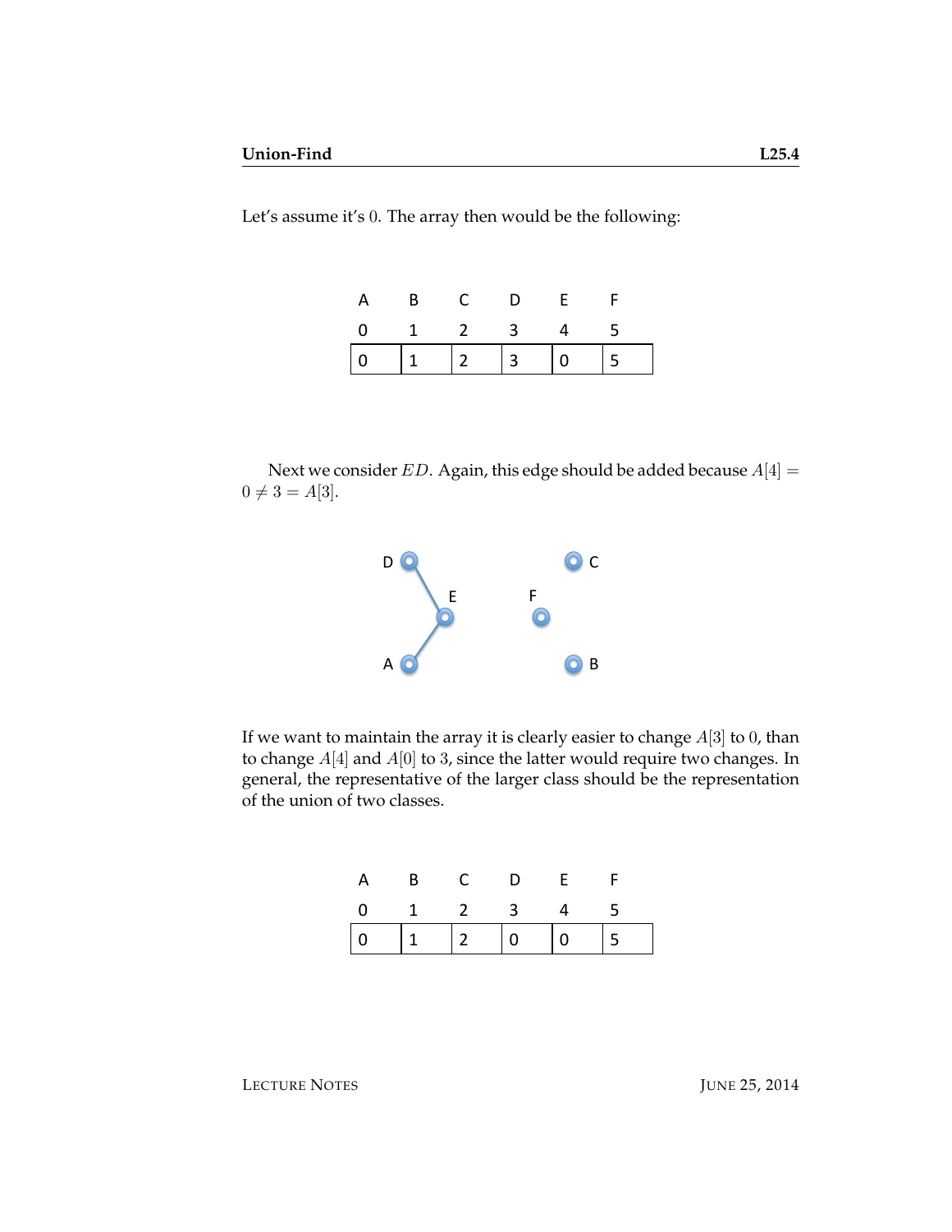Let's assume it's $0$. The array then would be the following:

| A | B | C | D | E | F |
|---|---|---|---|---|---|
| 0 | 1 | 2 | 3 | 4 | 5 |
| 0 | 1 | 2 | 3 | 0 | 5 |

Next we consider $ED$. Again, this edge should be added because $A[4] = 0 \neq 3 = A[3]$.

If we want to maintain the array it is clearly easier to change $A[3]$ to $0$, than to change $A[4]$ and $A[0]$ to $3$, since the latter would require two changes. In general, the representative of the larger class should be the representation of the union of two classes.

| A | B | C | D | E | F |
|---|---|---|---|---|---|
| 0 | 1 | 2 | 3 | 4 | 5 |
| 0 | 1 | 2 | 0 | 0 | 5 |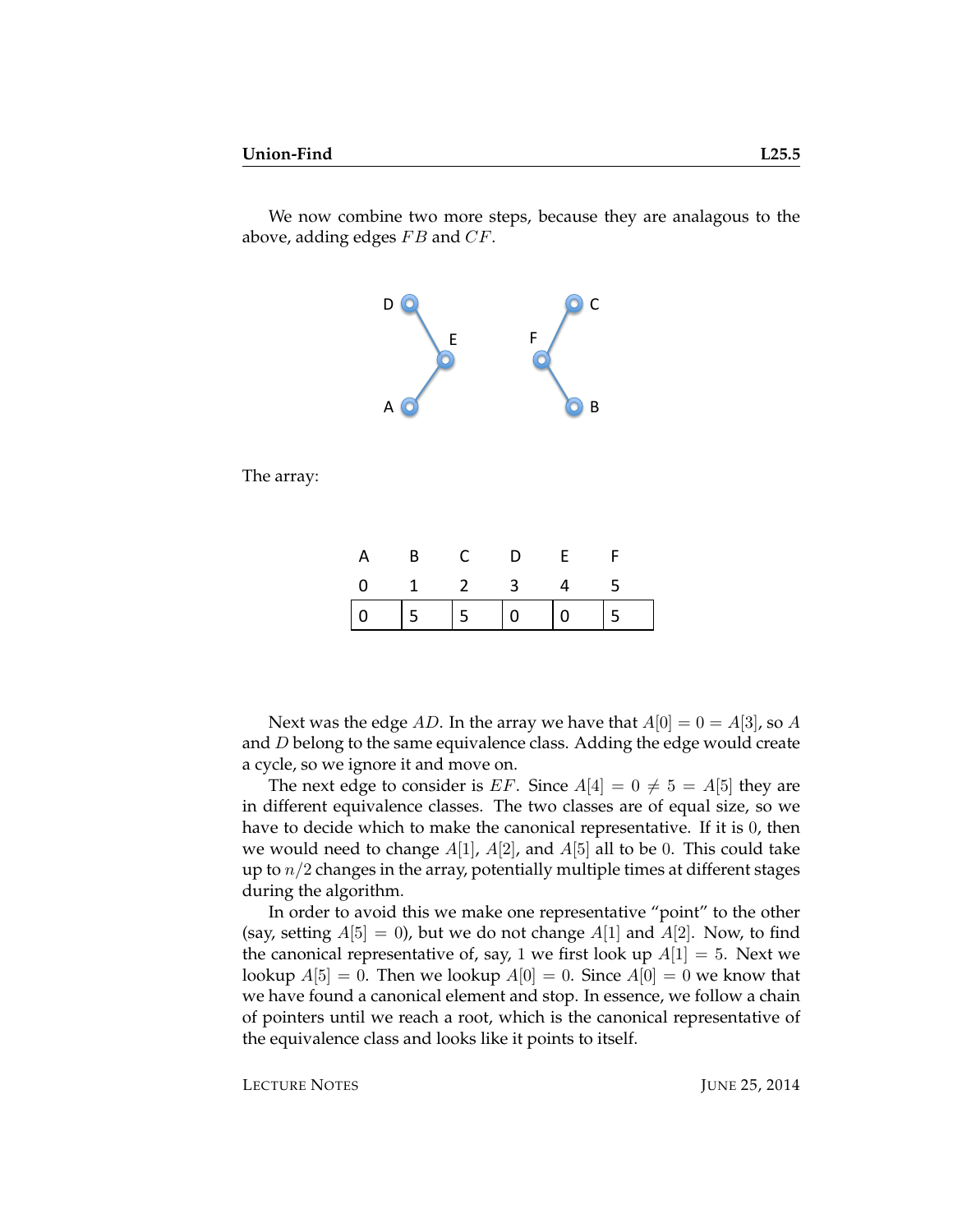We now combine two more steps, because they are analagous to the above, adding edges $FB$ and $CF$.

The array:

| A | B | C | D | E | F |
|---|---|---|---|---|---|
| 0 | 1 | 2 | 3 | 4 | 5 |
| 0 | 5 | 5 | 0 | 0 | 5 |

Next was the edge $AD$. In the array we have that $A[0] = 0 = A[3]$, so $A$ and $D$ belong to the same equivalence class. Adding the edge would create a cycle, so we ignore it and move on.

The next edge to consider is $EF$. Since $A[4] = 0 \neq 5 = A[5]$ they are in different equivalence classes. The two classes are of equal size, so we have to decide which to make the canonical representative. If it is $0$, then we would need to change $A[1]$, $A[2]$, and $A[5]$ all to be $0$. This could take up to $n/2$ changes in the array, potentially multiple times at different stages during the algorithm.

In order to avoid this we make one representative "point" to the other (say, setting $A[5] = 0$), but we do not change $A[1]$ and $A[2]$. Now, to find the canonical representative of, say, $1$ we first look up $A[1] = 5$. Next we lookup $A[5] = 0$. Then we lookup $A[0] = 0$. Since $A[0] = 0$ we know that we have found a canonical element and stop. In essence, we follow a chain of pointers until we reach a root, which is the canonical representative of the equivalence class and looks like it points to itself.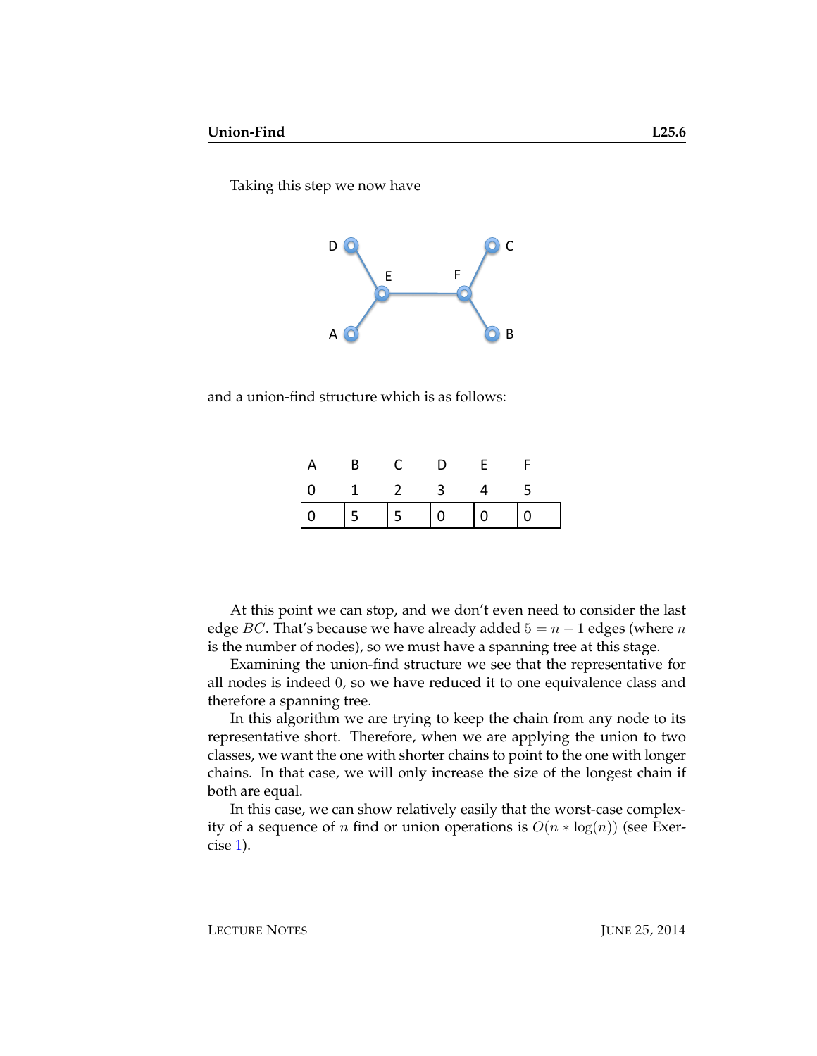Taking this step we now have

and a union-find structure which is as follows:

| A | B | C | D | E | F |
|---|---|---|---|---|---|
| 0 | 1 | 2 | 3 | 4 | 5 |
| 0 | 5 | 5 | 0 | 0 | 0 |

At this point we can stop, and we don't even need to consider the last edge $BC$. That's because we have already added $5 = n - 1$ edges (where $n$ is the number of nodes), so we must have a spanning tree at this stage.

Examining the union-find structure we see that the representative for all nodes is indeed $0$, so we have reduced it to one equivalence class and therefore a spanning tree.

In this algorithm we are trying to keep the chain from any node to its representative short. Therefore, when we are applying the union to two classes, we want the one with shorter chains to point to the one with longer chains. In that case, we will only increase the size of the longest chain if both are equal.

In this case, we can show relatively easily that the worst-case complexity of a sequence of $n$ find or union operations is $O(n * \log(n))$ (see Exercise 1).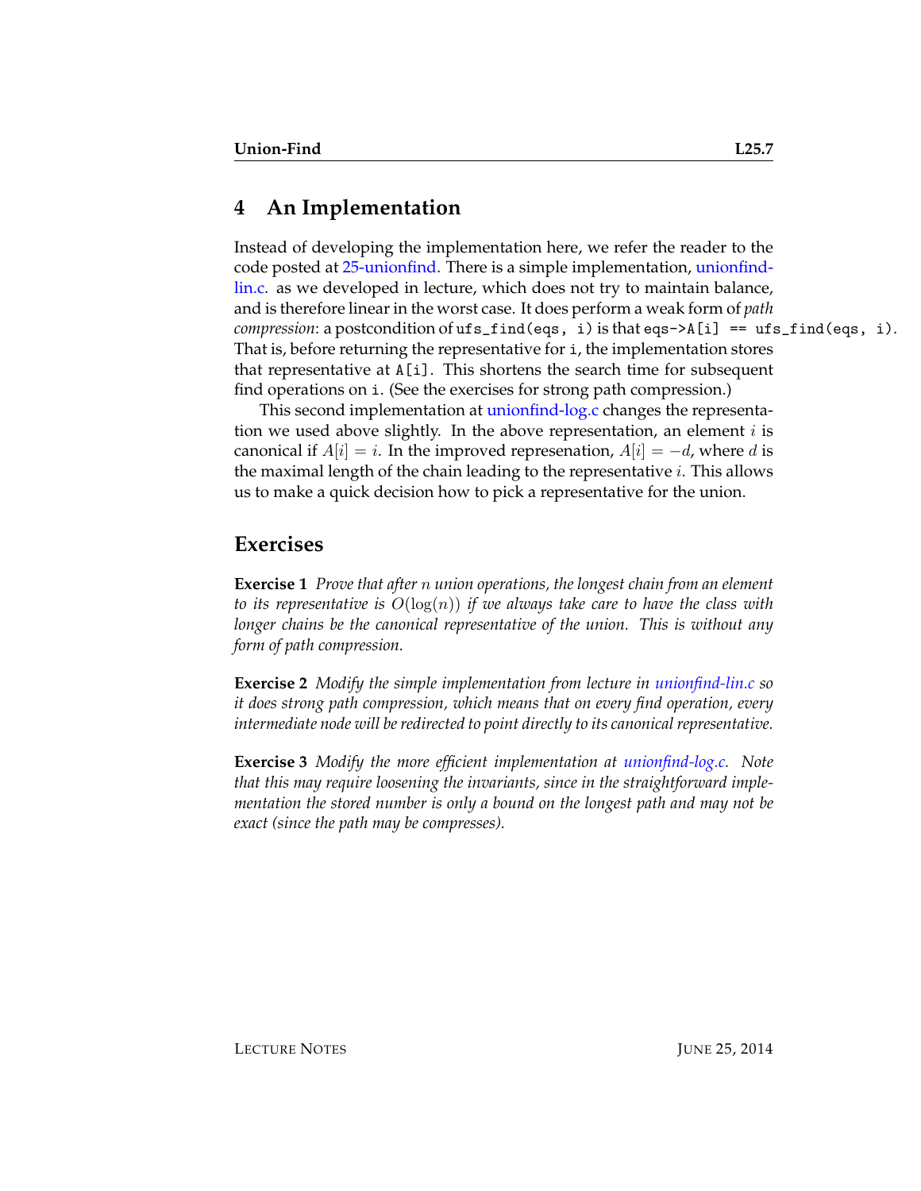## 4 An Implementation

Instead of developing the implementation here, we refer the reader to the code posted at 25-unionfind. There is a simple implementation, unionfind-lin.c. as we developed in lecture, which does not try to maintain balance, and is therefore linear in the worst case. It does perform a weak form of *path compression*: a postcondition of `ufs_find(eqs, i)` is that `eqs->A[i] == ufs_find(eqs, i)`. That is, before returning the representative for `i`, the implementation stores that representative at `A[i]`. This shortens the search time for subsequent find operations on `i`. (See the exercises for strong path compression.)

This second implementation at unionfind-log.c changes the representation we used above slightly. In the above representation, an element $i$ is canonical if $A[i] = i$. In the improved represenation, $A[i] = -d$, where $d$ is the maximal length of the chain leading to the representative $i$. This allows us to make a quick decision how to pick a representative for the union.

## Exercises

**Exercise 1** *Prove that after $n$ union operations, the longest chain from an element to its representative is $O(\log(n))$ if we always take care to have the class with longer chains be the canonical representative of the union. This is without any form of path compression.*

**Exercise 2** *Modify the simple implementation from lecture in unionfind-lin.c so it does strong path compression, which means that on every find operation, every intermediate node will be redirected to point directly to its canonical representative.*

**Exercise 3** *Modify the more efficient implementation at unionfind-log.c. Note that this may require loosening the invariants, since in the straightforward implementation the stored number is only a bound on the longest path and may not be exact (since the path may be compresses).*